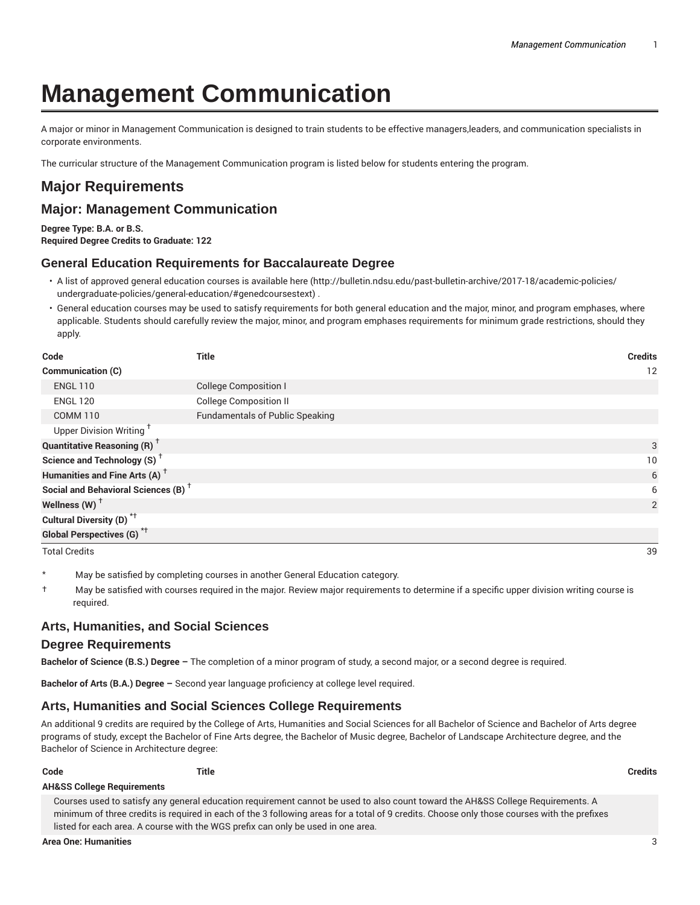# Management Communication

A major or minor in Management Communication is designed to train students to be effective managers,leaders, and communication specialists in corporate environments.

The curricular structure of the Management Communication program is listed below for students entering the program.

## Major Requirements

## Major: Management Communication

**Degree Type: B.A. or B.S.**
**Required Degree Credits to Graduate: 122**

### General Education Requirements for Baccalaureate Degree

- A list of approved general education courses is available here (http://bulletin.ndsu.edu/past-bulletin-archive/2017-18/academic-policies/undergraduate-policies/general-education/#genedcoursestext) .
- General education courses may be used to satisfy requirements for both general education and the major, minor, and program emphases, where applicable. Students should carefully review the major, minor, and program emphases requirements for minimum grade restrictions, should they apply.

| Code | Title | Credits |
|---|---|---|
| **Communication (C)** | | 12 |
| ENGL 110 | College Composition I | |
| ENGL 120 | College Composition II | |
| COMM 110 | Fundamentals of Public Speaking | |
| Upper Division Writing † | | |
| **Quantitative Reasoning (R) †** | | 3 |
| **Science and Technology (S) †** | | 10 |
| **Humanities and Fine Arts (A) †** | | 6 |
| **Social and Behavioral Sciences (B) †** | | 6 |
| **Wellness (W) †** | | 2 |
| **Cultural Diversity (D) *†** | | |
| **Global Perspectives (G) *†** | | |
| Total Credits | | 39 |

\* May be satisfied by completing courses in another General Education category.

† May be satisfied with courses required in the major. Review major requirements to determine if a specific upper division writing course is required.

### Arts, Humanities, and Social Sciences

### Degree Requirements

**Bachelor of Science (B.S.) Degree –** The completion of a minor program of study, a second major, or a second degree is required.

**Bachelor of Arts (B.A.) Degree –** Second year language proficiency at college level required.

### Arts, Humanities and Social Sciences College Requirements

An additional 9 credits are required by the College of Arts, Humanities and Social Sciences for all Bachelor of Science and Bachelor of Arts degree programs of study, except the Bachelor of Fine Arts degree, the Bachelor of Music degree, Bachelor of Landscape Architecture degree, and the Bachelor of Science in Architecture degree:

| Code | Title | Credits |
|---|---|---|
| **AH&SS College Requirements** | | |
| Courses used to satisfy any general education requirement cannot be used to also count toward the AH&SS College Requirements. A minimum of three credits is required in each of the 3 following areas for a total of 9 credits. Choose only those courses with the prefixes listed for each area. A course with the WGS prefix can only be used in one area. | | |
| **Area One: Humanities** | | 3 |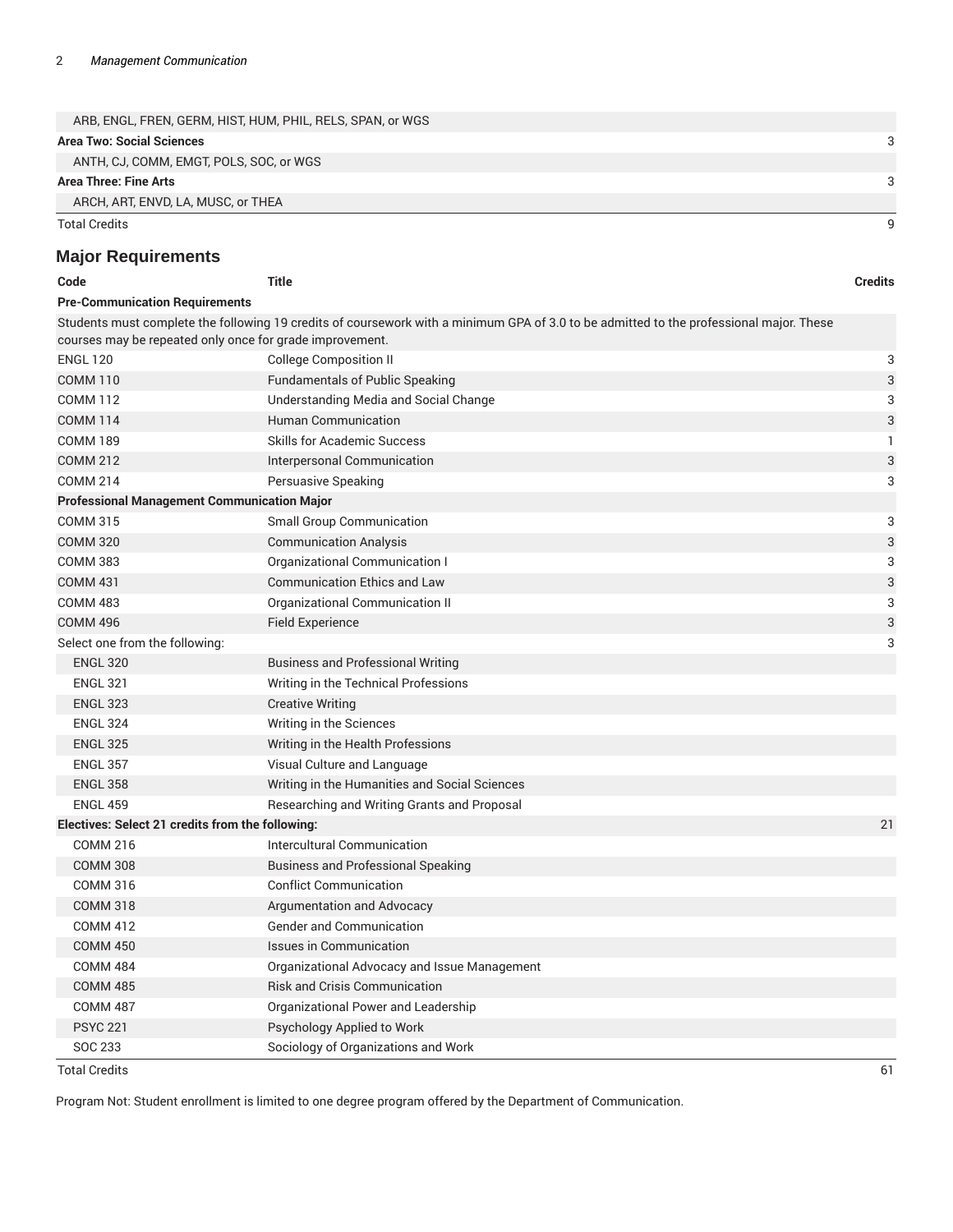| | | |
|---|---|---|
| ARB, ENGL, FREN, GERM, HIST, HUM, PHIL, RELS, SPAN, or WGS | | |
| **Area Two: Social Sciences** | | 3 |
| ANTH, CJ, COMM, EMGT, POLS, SOC, or WGS | | |
| **Area Three: Fine Arts** | | 3 |
| ARCH, ART, ENVD, LA, MUSC, or THEA | | |
| Total Credits | | 9 |

## Major Requirements

| Code | Title | Credits |
|---|---|---|
| **Pre-Communication Requirements** | | |
| Students must complete the following 19 credits of coursework with a minimum GPA of 3.0 to be admitted to the professional major. These courses may be repeated only once for grade improvement. | | |
| ENGL 120 | College Composition II | 3 |
| COMM 110 | Fundamentals of Public Speaking | 3 |
| COMM 112 | Understanding Media and Social Change | 3 |
| COMM 114 | Human Communication | 3 |
| COMM 189 | Skills for Academic Success | 1 |
| COMM 212 | Interpersonal Communication | 3 |
| COMM 214 | Persuasive Speaking | 3 |
| **Professional Management Communication Major** | | |
| COMM 315 | Small Group Communication | 3 |
| COMM 320 | Communication Analysis | 3 |
| COMM 383 | Organizational Communication I | 3 |
| COMM 431 | Communication Ethics and Law | 3 |
| COMM 483 | Organizational Communication II | 3 |
| COMM 496 | Field Experience | 3 |
| Select one from the following: | | 3 |
| ENGL 320 | Business and Professional Writing | |
| ENGL 321 | Writing in the Technical Professions | |
| ENGL 323 | Creative Writing | |
| ENGL 324 | Writing in the Sciences | |
| ENGL 325 | Writing in the Health Professions | |
| ENGL 357 | Visual Culture and Language | |
| ENGL 358 | Writing in the Humanities and Social Sciences | |
| ENGL 459 | Researching and Writing Grants and Proposal | |
| **Electives: Select 21 credits from the following:** | | 21 |
| COMM 216 | Intercultural Communication | |
| COMM 308 | Business and Professional Speaking | |
| COMM 316 | Conflict Communication | |
| COMM 318 | Argumentation and Advocacy | |
| COMM 412 | Gender and Communication | |
| COMM 450 | Issues in Communication | |
| COMM 484 | Organizational Advocacy and Issue Management | |
| COMM 485 | Risk and Crisis Communication | |
| COMM 487 | Organizational Power and Leadership | |
| PSYC 221 | Psychology Applied to Work | |
| SOC 233 | Sociology of Organizations and Work | |
| Total Credits | | 61 |

Program Not: Student enrollment is limited to one degree program offered by the Department of Communication.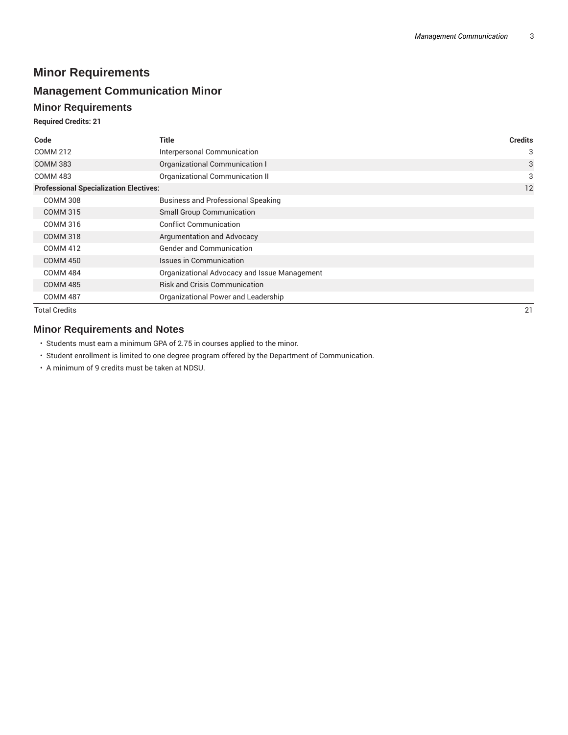# Minor Requirements

## Management Communication Minor

### Minor Requirements

**Required Credits: 21**

| Code | Title | Credits |
| --- | --- | --- |
| COMM 212 | Interpersonal Communication | 3 |
| COMM 383 | Organizational Communication I | 3 |
| COMM 483 | Organizational Communication II | 3 |
| **Professional Specialization Electives:** | | 12 |
| COMM 308 | Business and Professional Speaking | |
| COMM 315 | Small Group Communication | |
| COMM 316 | Conflict Communication | |
| COMM 318 | Argumentation and Advocacy | |
| COMM 412 | Gender and Communication | |
| COMM 450 | Issues in Communication | |
| COMM 484 | Organizational Advocacy and Issue Management | |
| COMM 485 | Risk and Crisis Communication | |
| COMM 487 | Organizational Power and Leadership | |
| Total Credits | | 21 |

### Minor Requirements and Notes

- Students must earn a minimum GPA of 2.75 in courses applied to the minor.
- Student enrollment is limited to one degree program offered by the Department of Communication.
- A minimum of 9 credits must be taken at NDSU.